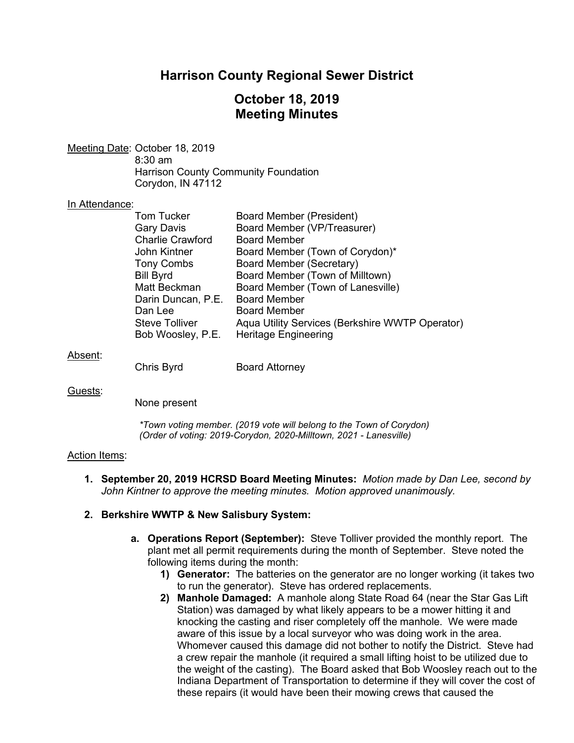# Harrison County Regional Sewer District

## October 18, 2019
## Meeting Minutes

Meeting Date: October 18, 2019
8:30 am
Harrison County Community Foundation
Corydon, IN 47112

In Attendance:

| | |
|---|---|
| Tom Tucker | Board Member (President) |
| Gary Davis | Board Member (VP/Treasurer) |
| Charlie Crawford | Board Member |
| John Kintner | Board Member (Town of Corydon)* |
| Tony Combs | Board Member (Secretary) |
| Bill Byrd | Board Member (Town of Milltown) |
| Matt Beckman | Board Member (Town of Lanesville) |
| Darin Duncan, P.E. | Board Member |
| Dan Lee | Board Member |
| Steve Tolliver | Aqua Utility Services (Berkshire WWTP Operator) |
| Bob Woosley, P.E. | Heritage Engineering |

Absent:

| | |
|---|---|
| Chris Byrd | Board Attorney |

Guests:

None present

*\*Town voting member. (2019 vote will belong to the Town of Corydon)*
*(Order of voting: 2019-Corydon, 2020-Milltown, 2021 - Lanesville)*

Action Items:

1. **September 20, 2019 HCRSD Board Meeting Minutes:** *Motion made by Dan Lee, second by John Kintner to approve the meeting minutes. Motion approved unanimously.*

2. **Berkshire WWTP & New Salisbury System:**

   a. **Operations Report (September):** Steve Tolliver provided the monthly report. The plant met all permit requirements during the month of September. Steve noted the following items during the month:

      1) **Generator:** The batteries on the generator are no longer working (it takes two to run the generator). Steve has ordered replacements.

      2) **Manhole Damaged:** A manhole along State Road 64 (near the Star Gas Lift Station) was damaged by what likely appears to be a mower hitting it and knocking the casting and riser completely off the manhole. We were made aware of this issue by a local surveyor who was doing work in the area. Whomever caused this damage did not bother to notify the District. Steve had a crew repair the manhole (it required a small lifting hoist to be utilized due to the weight of the casting). The Board asked that Bob Woosley reach out to the Indiana Department of Transportation to determine if they will cover the cost of these repairs (it would have been their mowing crews that caused the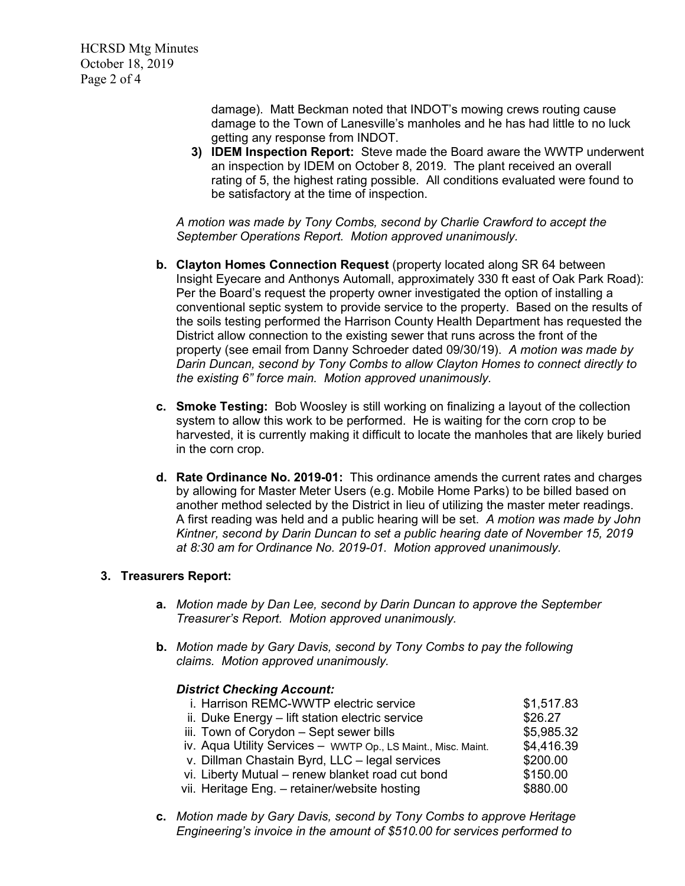damage). Matt Beckman noted that INDOT's mowing crews routing cause damage to the Town of Lanesville's manholes and he has had little to no luck getting any response from INDOT.

3) **IDEM Inspection Report:** Steve made the Board aware the WWTP underwent an inspection by IDEM on October 8, 2019. The plant received an overall rating of 5, the highest rating possible. All conditions evaluated were found to be satisfactory at the time of inspection.

*A motion was made by Tony Combs, second by Charlie Crawford to accept the September Operations Report. Motion approved unanimously.*

**b. Clayton Homes Connection Request** (property located along SR 64 between Insight Eyecare and Anthonys Automall, approximately 330 ft east of Oak Park Road): Per the Board's request the property owner investigated the option of installing a conventional septic system to provide service to the property. Based on the results of the soils testing performed the Harrison County Health Department has requested the District allow connection to the existing sewer that runs across the front of the property (see email from Danny Schroeder dated 09/30/19). *A motion was made by Darin Duncan, second by Tony Combs to allow Clayton Homes to connect directly to the existing 6" force main. Motion approved unanimously.*

**c. Smoke Testing:** Bob Woosley is still working on finalizing a layout of the collection system to allow this work to be performed. He is waiting for the corn crop to be harvested, it is currently making it difficult to locate the manholes that are likely buried in the corn crop.

**d. Rate Ordinance No. 2019-01:** This ordinance amends the current rates and charges by allowing for Master Meter Users (e.g. Mobile Home Parks) to be billed based on another method selected by the District in lieu of utilizing the master meter readings. A first reading was held and a public hearing will be set. *A motion was made by John Kintner, second by Darin Duncan to set a public hearing date of November 15, 2019 at 8:30 am for Ordinance No. 2019-01. Motion approved unanimously.*

## 3. Treasurers Report:

**a.** *Motion made by Dan Lee, second by Darin Duncan to approve the September Treasurer's Report. Motion approved unanimously.*

**b.** *Motion made by Gary Davis, second by Tony Combs to pay the following claims. Motion approved unanimously.*

***District Checking Account:***

| | |
|---|---|
| i. Harrison REMC-WWTP electric service | $1,517.83 |
| ii. Duke Energy – lift station electric service | $26.27 |
| iii. Town of Corydon – Sept sewer bills | $5,985.32 |
| iv. Aqua Utility Services – WWTP Op., LS Maint., Misc. Maint. | $4,416.39 |
| v. Dillman Chastain Byrd, LLC – legal services | $200.00 |
| vi. Liberty Mutual – renew blanket road cut bond | $150.00 |
| vii. Heritage Eng. – retainer/website hosting | $880.00 |

**c.** *Motion made by Gary Davis, second by Tony Combs to approve Heritage Engineering's invoice in the amount of $510.00 for services performed to*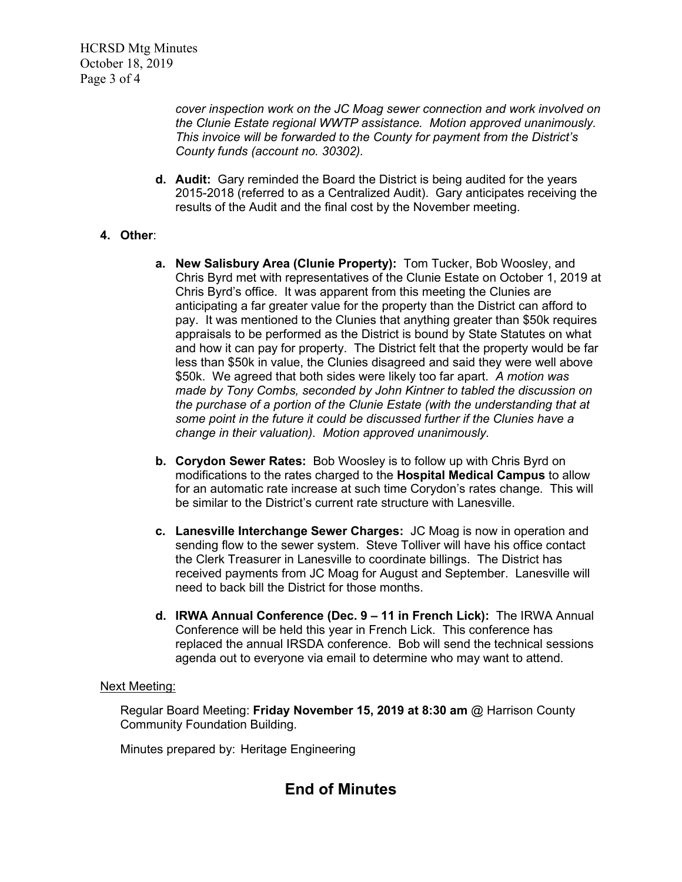*cover inspection work on the JC Moag sewer connection and work involved on the Clunie Estate regional WWTP assistance. Motion approved unanimously. This invoice will be forwarded to the County for payment from the District's County funds (account no. 30302).*

**d. Audit:** Gary reminded the Board the District is being audited for the years 2015-2018 (referred to as a Centralized Audit). Gary anticipates receiving the results of the Audit and the final cost by the November meeting.

**4. Other**:

**a. New Salisbury Area (Clunie Property):** Tom Tucker, Bob Woosley, and Chris Byrd met with representatives of the Clunie Estate on October 1, 2019 at Chris Byrd's office. It was apparent from this meeting the Clunies are anticipating a far greater value for the property than the District can afford to pay. It was mentioned to the Clunies that anything greater than $50k requires appraisals to be performed as the District is bound by State Statutes on what and how it can pay for property. The District felt that the property would be far less than $50k in value, the Clunies disagreed and said they were well above $50k. We agreed that both sides were likely too far apart. *A motion was made by Tony Combs, seconded by John Kintner to tabled the discussion on the purchase of a portion of the Clunie Estate (with the understanding that at some point in the future it could be discussed further if the Clunies have a change in their valuation). Motion approved unanimously.*

**b. Corydon Sewer Rates:** Bob Woosley is to follow up with Chris Byrd on modifications to the rates charged to the **Hospital Medical Campus** to allow for an automatic rate increase at such time Corydon's rates change. This will be similar to the District's current rate structure with Lanesville.

**c. Lanesville Interchange Sewer Charges:** JC Moag is now in operation and sending flow to the sewer system. Steve Tolliver will have his office contact the Clerk Treasurer in Lanesville to coordinate billings. The District has received payments from JC Moag for August and September. Lanesville will need to back bill the District for those months.

**d. IRWA Annual Conference (Dec. 9 – 11 in French Lick):** The IRWA Annual Conference will be held this year in French Lick. This conference has replaced the annual IRSDA conference. Bob will send the technical sessions agenda out to everyone via email to determine who may want to attend.

<u>Next Meeting:</u>

Regular Board Meeting: **Friday November 15, 2019 at 8:30 am** @ Harrison County Community Foundation Building.

Minutes prepared by: Heritage Engineering

## End of Minutes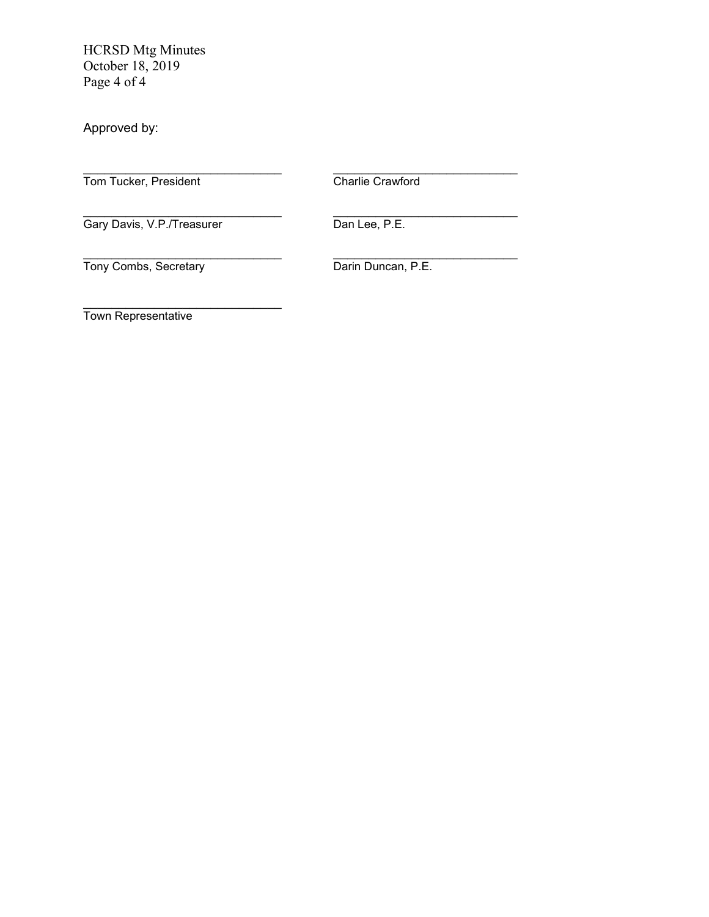Approved by:

______________________________
Tom Tucker, President

______________________________
Gary Davis, V.P./Treasurer

______________________________
Tony Combs, Secretary

______________________________
Town Representative

______________________________
Charlie Crawford

______________________________
Dan Lee, P.E.

______________________________
Darin Duncan, P.E.